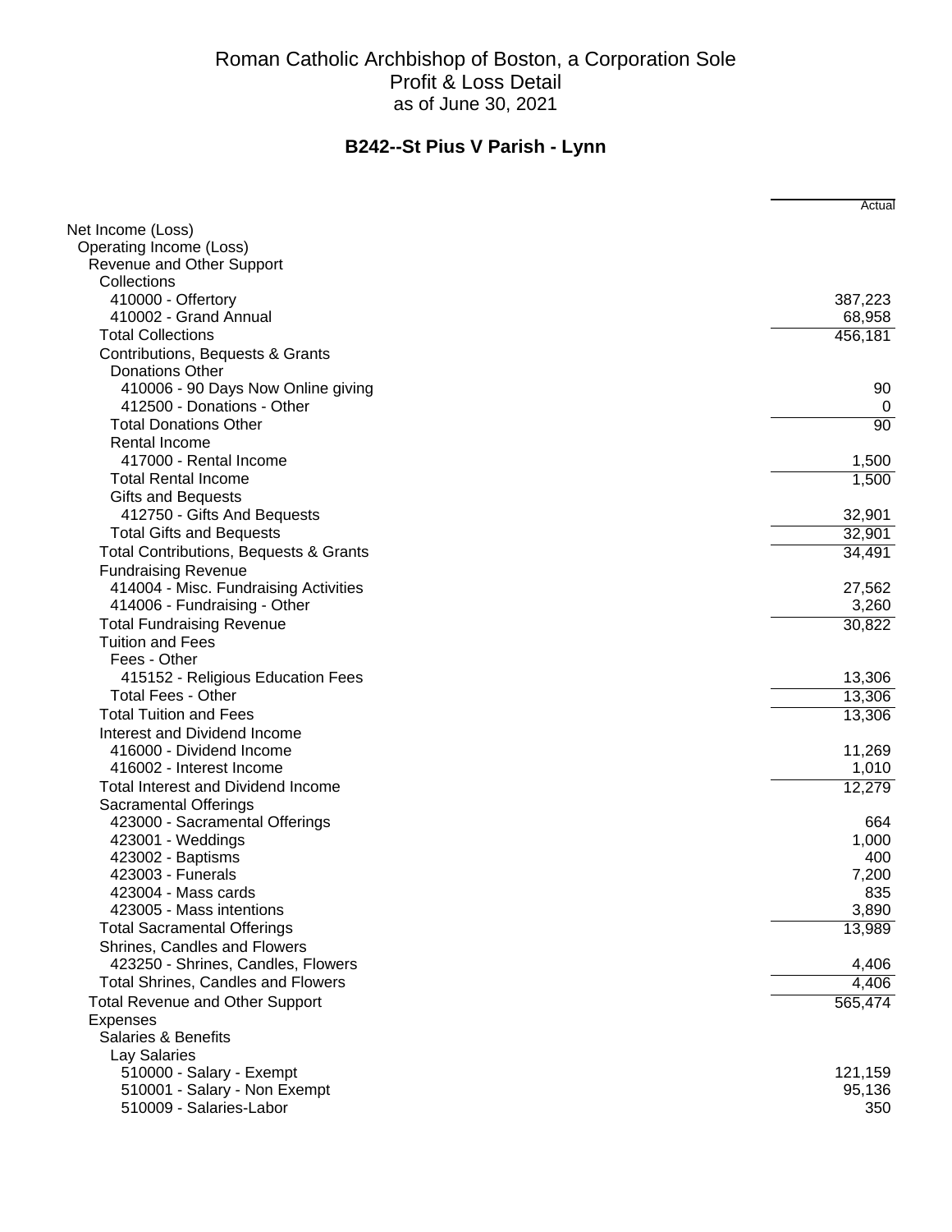# Roman Catholic Archbishop of Boston, a Corporation Sole
## Profit & Loss Detail
### as of June 30, 2021

## B242--St Pius V Parish - Lynn

| | Actual |
|---|---:|
| Net Income (Loss) | |
| Operating Income (Loss) | |
| Revenue and Other Support | |
| Collections | |
| 410000 - Offertory | 387,223 |
| 410002 - Grand Annual | 68,958 |
| Total Collections | 456,181 |
| Contributions, Bequests & Grants | |
| Donations Other | |
| 410006 - 90 Days Now Online giving | 90 |
| 412500 - Donations - Other | 0 |
| Total Donations Other | 90 |
| Rental Income | |
| 417000 - Rental Income | 1,500 |
| Total Rental Income | 1,500 |
| Gifts and Bequests | |
| 412750 - Gifts And Bequests | 32,901 |
| Total Gifts and Bequests | 32,901 |
| Total Contributions, Bequests & Grants | 34,491 |
| Fundraising Revenue | |
| 414004 - Misc. Fundraising Activities | 27,562 |
| 414006 - Fundraising - Other | 3,260 |
| Total Fundraising Revenue | 30,822 |
| Tuition and Fees | |
| Fees - Other | |
| 415152 - Religious Education Fees | 13,306 |
| Total Fees - Other | 13,306 |
| Total Tuition and Fees | 13,306 |
| Interest and Dividend Income | |
| 416000 - Dividend Income | 11,269 |
| 416002 - Interest Income | 1,010 |
| Total Interest and Dividend Income | 12,279 |
| Sacramental Offerings | |
| 423000 - Sacramental Offerings | 664 |
| 423001 - Weddings | 1,000 |
| 423002 - Baptisms | 400 |
| 423003 - Funerals | 7,200 |
| 423004 - Mass cards | 835 |
| 423005 - Mass intentions | 3,890 |
| Total Sacramental Offerings | 13,989 |
| Shrines, Candles and Flowers | |
| 423250 - Shrines, Candles, Flowers | 4,406 |
| Total Shrines, Candles and Flowers | 4,406 |
| Total Revenue and Other Support | 565,474 |
| Expenses | |
| Salaries & Benefits | |
| Lay Salaries | |
| 510000 - Salary - Exempt | 121,159 |
| 510001 - Salary - Non Exempt | 95,136 |
| 510009 - Salaries-Labor | 350 |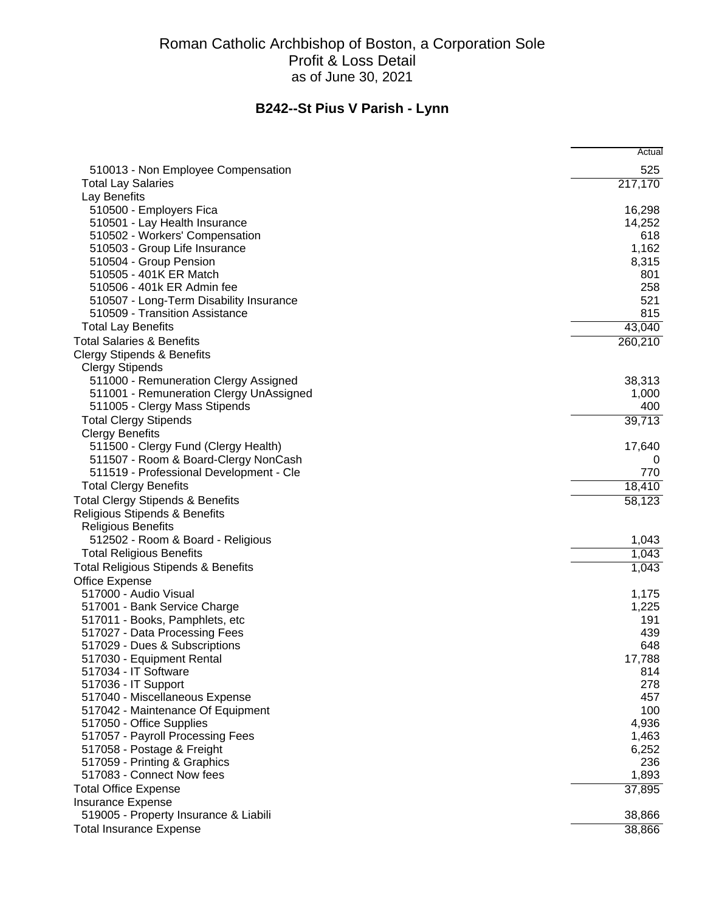# Roman Catholic Archbishop of Boston, a Corporation Sole
## Profit & Loss Detail
### as of June 30, 2021

## B242--St Pius V Parish - Lynn

| | Actual |
|---|---:|
| 510013 - Non Employee Compensation | 525 |
| Total Lay Salaries | 217,170 |
| Lay Benefits | |
| 510500 - Employers Fica | 16,298 |
| 510501 - Lay Health Insurance | 14,252 |
| 510502 - Workers' Compensation | 618 |
| 510503 - Group Life Insurance | 1,162 |
| 510504 - Group Pension | 8,315 |
| 510505 - 401K ER Match | 801 |
| 510506 - 401k ER Admin fee | 258 |
| 510507 - Long-Term Disability Insurance | 521 |
| 510509 - Transition Assistance | 815 |
| Total Lay Benefits | 43,040 |
| Total Salaries & Benefits | 260,210 |
| Clergy Stipends & Benefits | |
| Clergy Stipends | |
| 511000 - Remuneration Clergy Assigned | 38,313 |
| 511001 - Remuneration Clergy UnAssigned | 1,000 |
| 511005 - Clergy Mass Stipends | 400 |
| Total Clergy Stipends | 39,713 |
| Clergy Benefits | |
| 511500 - Clergy Fund (Clergy Health) | 17,640 |
| 511507 - Room & Board-Clergy NonCash | 0 |
| 511519 - Professional Development - Cle | 770 |
| Total Clergy Benefits | 18,410 |
| Total Clergy Stipends & Benefits | 58,123 |
| Religious Stipends & Benefits | |
| Religious Benefits | |
| 512502 - Room & Board - Religious | 1,043 |
| Total Religious Benefits | 1,043 |
| Total Religious Stipends & Benefits | 1,043 |
| Office Expense | |
| 517000 - Audio Visual | 1,175 |
| 517001 - Bank Service Charge | 1,225 |
| 517011 - Books, Pamphlets, etc | 191 |
| 517027 - Data Processing Fees | 439 |
| 517029 - Dues & Subscriptions | 648 |
| 517030 - Equipment Rental | 17,788 |
| 517034 - IT Software | 814 |
| 517036 - IT Support | 278 |
| 517040 - Miscellaneous Expense | 457 |
| 517042 - Maintenance Of Equipment | 100 |
| 517050 - Office Supplies | 4,936 |
| 517057 - Payroll Processing Fees | 1,463 |
| 517058 - Postage & Freight | 6,252 |
| 517059 - Printing & Graphics | 236 |
| 517083 - Connect Now fees | 1,893 |
| Total Office Expense | 37,895 |
| Insurance Expense | |
| 519005 - Property Insurance & Liabili | 38,866 |
| Total Insurance Expense | 38,866 |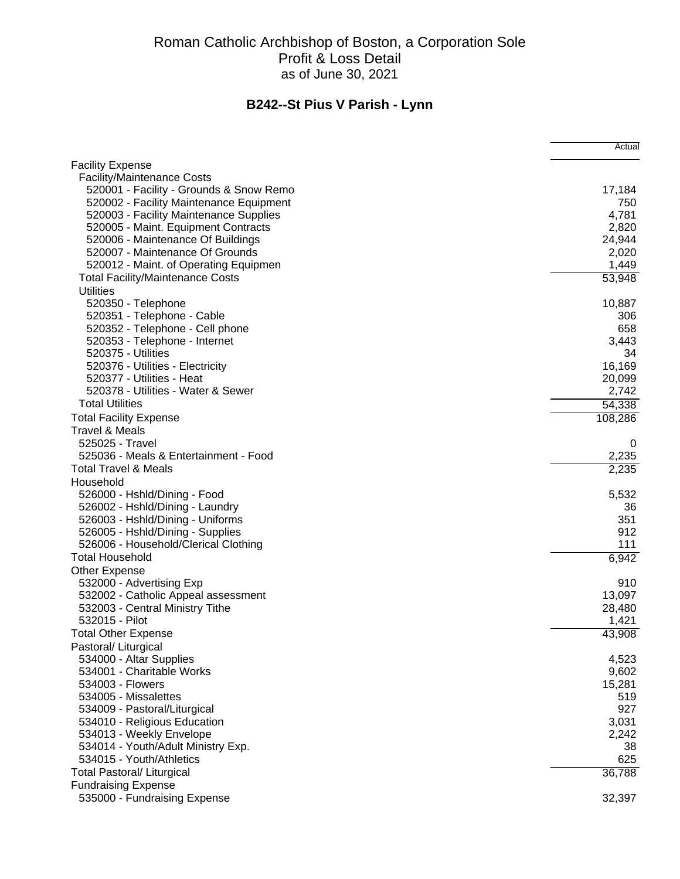# Roman Catholic Archbishop of Boston, a Corporation Sole
## Profit & Loss Detail
### as of June 30, 2021

## B242--St Pius V Parish - Lynn

| | Actual |
|---|---|
| Facility Expense | |
| Facility/Maintenance Costs | |
| 520001 - Facility - Grounds & Snow Remo | 17,184 |
| 520002 - Facility Maintenance Equipment | 750 |
| 520003 - Facility Maintenance Supplies | 4,781 |
| 520005 - Maint. Equipment Contracts | 2,820 |
| 520006 - Maintenance Of Buildings | 24,944 |
| 520007 - Maintenance Of Grounds | 2,020 |
| 520012 - Maint. of Operating Equipmen | 1,449 |
| Total Facility/Maintenance Costs | 53,948 |
| Utilities | |
| 520350 - Telephone | 10,887 |
| 520351 - Telephone - Cable | 306 |
| 520352 - Telephone - Cell phone | 658 |
| 520353 - Telephone - Internet | 3,443 |
| 520375 - Utilities | 34 |
| 520376 - Utilities - Electricity | 16,169 |
| 520377 - Utilities - Heat | 20,099 |
| 520378 - Utilities - Water & Sewer | 2,742 |
| Total Utilities | 54,338 |
| Total Facility Expense | 108,286 |
| Travel & Meals | |
| 525025 - Travel | 0 |
| 525036 - Meals & Entertainment - Food | 2,235 |
| Total Travel & Meals | 2,235 |
| Household | |
| 526000 - Hshld/Dining - Food | 5,532 |
| 526002 - Hshld/Dining - Laundry | 36 |
| 526003 - Hshld/Dining - Uniforms | 351 |
| 526005 - Hshld/Dining - Supplies | 912 |
| 526006 - Household/Clerical Clothing | 111 |
| Total Household | 6,942 |
| Other Expense | |
| 532000 - Advertising Exp | 910 |
| 532002 - Catholic Appeal assessment | 13,097 |
| 532003 - Central Ministry Tithe | 28,480 |
| 532015 - Pilot | 1,421 |
| Total Other Expense | 43,908 |
| Pastoral/ Liturgical | |
| 534000 - Altar Supplies | 4,523 |
| 534001 - Charitable Works | 9,602 |
| 534003 - Flowers | 15,281 |
| 534005 - Missalettes | 519 |
| 534009 - Pastoral/Liturgical | 927 |
| 534010 - Religious Education | 3,031 |
| 534013 - Weekly Envelope | 2,242 |
| 534014 - Youth/Adult Ministry Exp. | 38 |
| 534015 - Youth/Athletics | 625 |
| Total Pastoral/ Liturgical | 36,788 |
| Fundraising Expense | |
| 535000 - Fundraising Expense | 32,397 |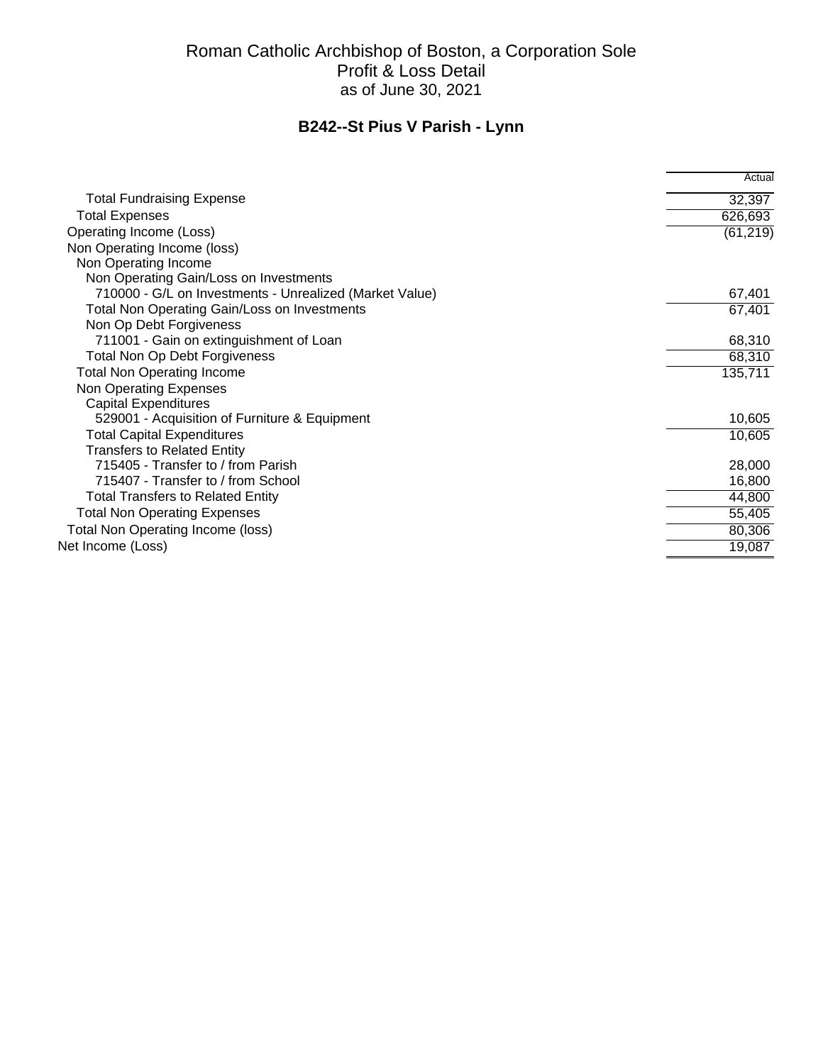# Roman Catholic Archbishop of Boston, a Corporation Sole
## Profit & Loss Detail
## as of June 30, 2021

## B242--St Pius V Parish - Lynn

| | Actual |
|---|---|
| Total Fundraising Expense | 32,397 |
| Total Expenses | 626,693 |
| Operating Income (Loss) | (61,219) |
| Non Operating Income (loss) | |
| Non Operating Income | |
| Non Operating Gain/Loss on Investments | |
| 710000 - G/L on Investments - Unrealized (Market Value) | 67,401 |
| Total Non Operating Gain/Loss on Investments | 67,401 |
| Non Op Debt Forgiveness | |
| 711001 - Gain on extinguishment of Loan | 68,310 |
| Total Non Op Debt Forgiveness | 68,310 |
| Total Non Operating Income | 135,711 |
| Non Operating Expenses | |
| Capital Expenditures | |
| 529001 - Acquisition of Furniture & Equipment | 10,605 |
| Total Capital Expenditures | 10,605 |
| Transfers to Related Entity | |
| 715405 - Transfer to / from Parish | 28,000 |
| 715407 - Transfer to / from School | 16,800 |
| Total Transfers to Related Entity | 44,800 |
| Total Non Operating Expenses | 55,405 |
| Total Non Operating Income (loss) | 80,306 |
| Net Income (Loss) | 19,087 |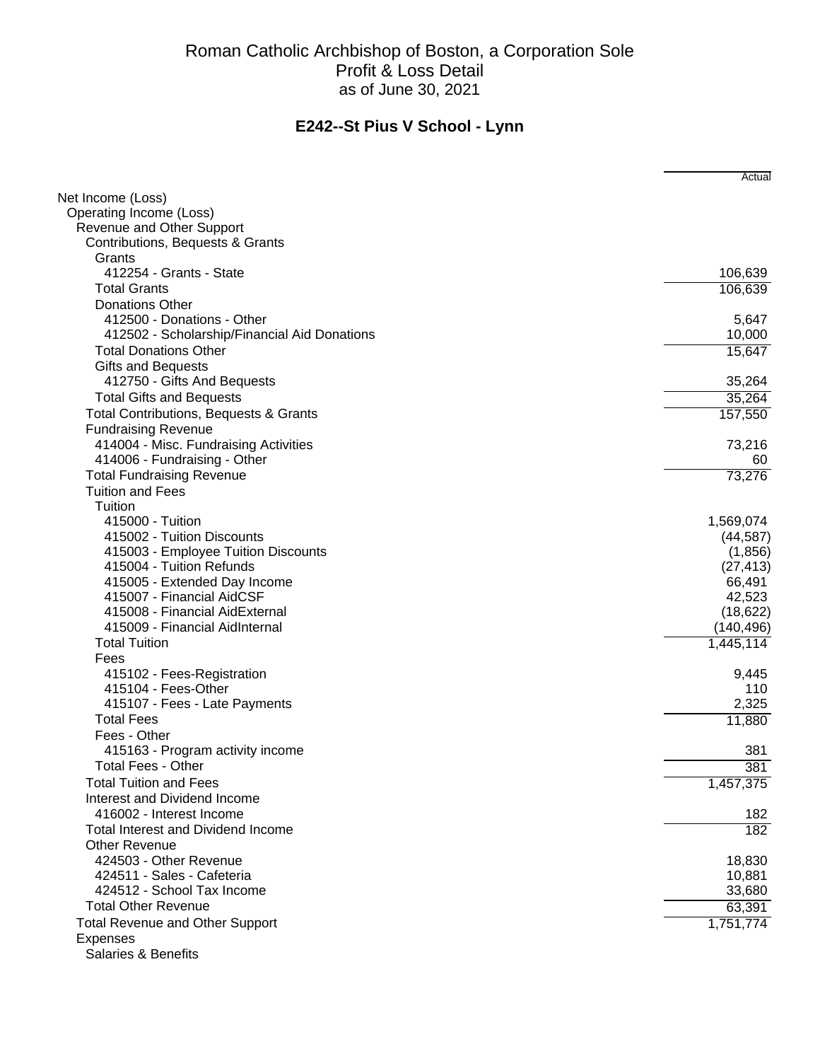# Roman Catholic Archbishop of Boston, a Corporation Sole
## Profit & Loss Detail
### as of June 30, 2021

## E242--St Pius V School - Lynn

| | Actual |
|---|---:|
| Net Income (Loss) | |
| Operating Income (Loss) | |
| Revenue and Other Support | |
| Contributions, Bequests & Grants | |
| Grants | |
| 412254 - Grants - State | 106,639 |
| Total Grants | 106,639 |
| Donations Other | |
| 412500 - Donations - Other | 5,647 |
| 412502 - Scholarship/Financial Aid Donations | 10,000 |
| Total Donations Other | 15,647 |
| Gifts and Bequests | |
| 412750 - Gifts And Bequests | 35,264 |
| Total Gifts and Bequests | 35,264 |
| Total Contributions, Bequests & Grants | 157,550 |
| Fundraising Revenue | |
| 414004 - Misc. Fundraising Activities | 73,216 |
| 414006 - Fundraising - Other | 60 |
| Total Fundraising Revenue | 73,276 |
| Tuition and Fees | |
| Tuition | |
| 415000 - Tuition | 1,569,074 |
| 415002 - Tuition Discounts | (44,587) |
| 415003 - Employee Tuition Discounts | (1,856) |
| 415004 - Tuition Refunds | (27,413) |
| 415005 - Extended Day Income | 66,491 |
| 415007 - Financial AidCSF | 42,523 |
| 415008 - Financial AidExternal | (18,622) |
| 415009 - Financial AidInternal | (140,496) |
| Total Tuition | 1,445,114 |
| Fees | |
| 415102 - Fees-Registration | 9,445 |
| 415104 - Fees-Other | 110 |
| 415107 - Fees - Late Payments | 2,325 |
| Total Fees | 11,880 |
| Fees - Other | |
| 415163 - Program activity income | 381 |
| Total Fees - Other | 381 |
| Total Tuition and Fees | 1,457,375 |
| Interest and Dividend Income | |
| 416002 - Interest Income | 182 |
| Total Interest and Dividend Income | 182 |
| Other Revenue | |
| 424503 - Other Revenue | 18,830 |
| 424511 - Sales - Cafeteria | 10,881 |
| 424512 - School Tax Income | 33,680 |
| Total Other Revenue | 63,391 |
| Total Revenue and Other Support | 1,751,774 |
| Expenses | |
| Salaries & Benefits | |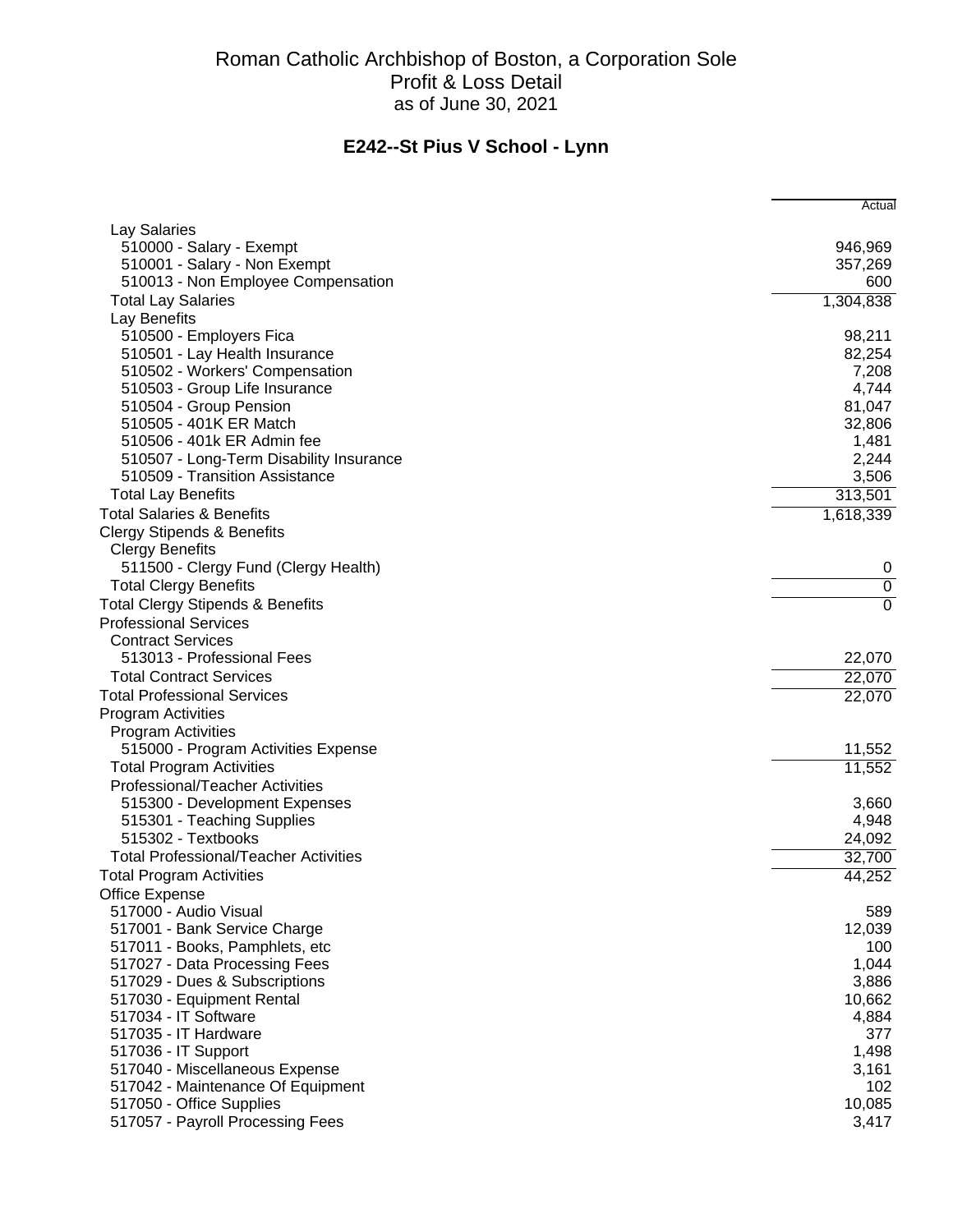# Roman Catholic Archbishop of Boston, a Corporation Sole
## Profit & Loss Detail
### as of June 30, 2021

## E242--St Pius V School - Lynn

| | Actual |
|---|---|
| Lay Salaries | |
| 510000 - Salary - Exempt | 946,969 |
| 510001 - Salary - Non Exempt | 357,269 |
| 510013 - Non Employee Compensation | 600 |
| Total Lay Salaries | 1,304,838 |
| Lay Benefits | |
| 510500 - Employers Fica | 98,211 |
| 510501 - Lay Health Insurance | 82,254 |
| 510502 - Workers' Compensation | 7,208 |
| 510503 - Group Life Insurance | 4,744 |
| 510504 - Group Pension | 81,047 |
| 510505 - 401K ER Match | 32,806 |
| 510506 - 401k ER Admin fee | 1,481 |
| 510507 - Long-Term Disability Insurance | 2,244 |
| 510509 - Transition Assistance | 3,506 |
| Total Lay Benefits | 313,501 |
| Total Salaries & Benefits | 1,618,339 |
| Clergy Stipends & Benefits | |
| Clergy Benefits | |
| 511500 - Clergy Fund (Clergy Health) | 0 |
| Total Clergy Benefits | 0 |
| Total Clergy Stipends & Benefits | 0 |
| Professional Services | |
| Contract Services | |
| 513013 - Professional Fees | 22,070 |
| Total Contract Services | 22,070 |
| Total Professional Services | 22,070 |
| Program Activities | |
| Program Activities | |
| 515000 - Program Activities Expense | 11,552 |
| Total Program Activities | 11,552 |
| Professional/Teacher Activities | |
| 515300 - Development Expenses | 3,660 |
| 515301 - Teaching Supplies | 4,948 |
| 515302 - Textbooks | 24,092 |
| Total Professional/Teacher Activities | 32,700 |
| Total Program Activities | 44,252 |
| Office Expense | |
| 517000 - Audio Visual | 589 |
| 517001 - Bank Service Charge | 12,039 |
| 517011 - Books, Pamphlets, etc | 100 |
| 517027 - Data Processing Fees | 1,044 |
| 517029 - Dues & Subscriptions | 3,886 |
| 517030 - Equipment Rental | 10,662 |
| 517034 - IT Software | 4,884 |
| 517035 - IT Hardware | 377 |
| 517036 - IT Support | 1,498 |
| 517040 - Miscellaneous Expense | 3,161 |
| 517042 - Maintenance Of Equipment | 102 |
| 517050 - Office Supplies | 10,085 |
| 517057 - Payroll Processing Fees | 3,417 |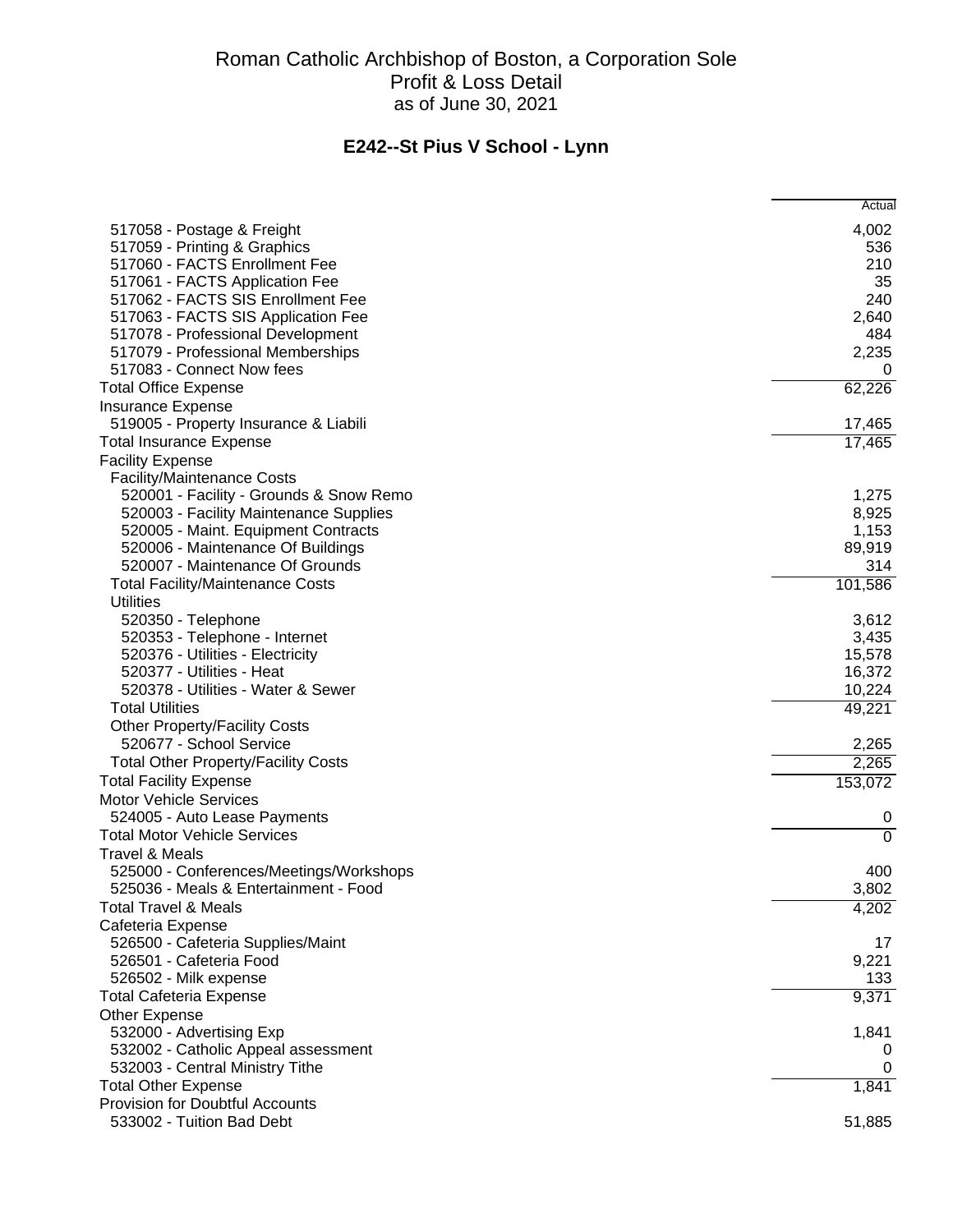# Roman Catholic Archbishop of Boston, a Corporation Sole
## Profit & Loss Detail
### as of June 30, 2021

## E242--St Pius V School - Lynn

| | Actual |
|---|---|
| 517058 - Postage & Freight | 4,002 |
| 517059 - Printing & Graphics | 536 |
| 517060 - FACTS Enrollment Fee | 210 |
| 517061 - FACTS Application Fee | 35 |
| 517062 - FACTS SIS Enrollment Fee | 240 |
| 517063 - FACTS SIS Application Fee | 2,640 |
| 517078 - Professional Development | 484 |
| 517079 - Professional Memberships | 2,235 |
| 517083 - Connect Now fees | 0 |
| Total Office Expense | 62,226 |
| Insurance Expense | |
| 519005 - Property Insurance & Liabili | 17,465 |
| Total Insurance Expense | 17,465 |
| Facility Expense | |
| Facility/Maintenance Costs | |
| 520001 - Facility - Grounds & Snow Remo | 1,275 |
| 520003 - Facility Maintenance Supplies | 8,925 |
| 520005 - Maint. Equipment Contracts | 1,153 |
| 520006 - Maintenance Of Buildings | 89,919 |
| 520007 - Maintenance Of Grounds | 314 |
| Total Facility/Maintenance Costs | 101,586 |
| Utilities | |
| 520350 - Telephone | 3,612 |
| 520353 - Telephone - Internet | 3,435 |
| 520376 - Utilities - Electricity | 15,578 |
| 520377 - Utilities - Heat | 16,372 |
| 520378 - Utilities - Water & Sewer | 10,224 |
| Total Utilities | 49,221 |
| Other Property/Facility Costs | |
| 520677 - School Service | 2,265 |
| Total Other Property/Facility Costs | 2,265 |
| Total Facility Expense | 153,072 |
| Motor Vehicle Services | |
| 524005 - Auto Lease Payments | 0 |
| Total Motor Vehicle Services | 0 |
| Travel & Meals | |
| 525000 - Conferences/Meetings/Workshops | 400 |
| 525036 - Meals & Entertainment - Food | 3,802 |
| Total Travel & Meals | 4,202 |
| Cafeteria Expense | |
| 526500 - Cafeteria Supplies/Maint | 17 |
| 526501 - Cafeteria Food | 9,221 |
| 526502 - Milk expense | 133 |
| Total Cafeteria Expense | 9,371 |
| Other Expense | |
| 532000 - Advertising Exp | 1,841 |
| 532002 - Catholic Appeal assessment | 0 |
| 532003 - Central Ministry Tithe | 0 |
| Total Other Expense | 1,841 |
| Provision for Doubtful Accounts | |
| 533002 - Tuition Bad Debt | 51,885 |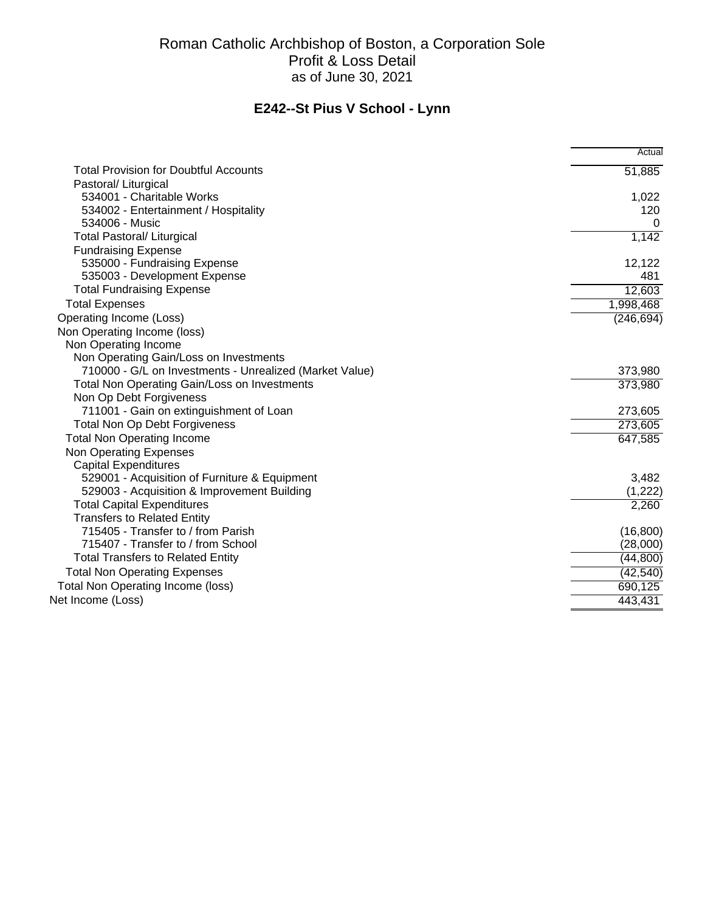# Roman Catholic Archbishop of Boston, a Corporation Sole
# Profit & Loss Detail
# as of June 30, 2021

## E242--St Pius V School - Lynn

| | Actual |
|---|---|
| Total Provision for Doubtful Accounts | 51,885 |
| Pastoral/ Liturgical | |
| 534001 - Charitable Works | 1,022 |
| 534002 - Entertainment / Hospitality | 120 |
| 534006 - Music | 0 |
| Total Pastoral/ Liturgical | 1,142 |
| Fundraising Expense | |
| 535000 - Fundraising Expense | 12,122 |
| 535003 - Development Expense | 481 |
| Total Fundraising Expense | 12,603 |
| Total Expenses | 1,998,468 |
| Operating Income (Loss) | (246,694) |
| Non Operating Income (loss) | |
| Non Operating Income | |
| Non Operating Gain/Loss on Investments | |
| 710000 - G/L on Investments - Unrealized (Market Value) | 373,980 |
| Total Non Operating Gain/Loss on Investments | 373,980 |
| Non Op Debt Forgiveness | |
| 711001 - Gain on extinguishment of Loan | 273,605 |
| Total Non Op Debt Forgiveness | 273,605 |
| Total Non Operating Income | 647,585 |
| Non Operating Expenses | |
| Capital Expenditures | |
| 529001 - Acquisition of Furniture & Equipment | 3,482 |
| 529003 - Acquisition & Improvement Building | (1,222) |
| Total Capital Expenditures | 2,260 |
| Transfers to Related Entity | |
| 715405 - Transfer to / from Parish | (16,800) |
| 715407 - Transfer to / from School | (28,000) |
| Total Transfers to Related Entity | (44,800) |
| Total Non Operating Expenses | (42,540) |
| Total Non Operating Income (loss) | 690,125 |
| Net Income (Loss) | 443,431 |